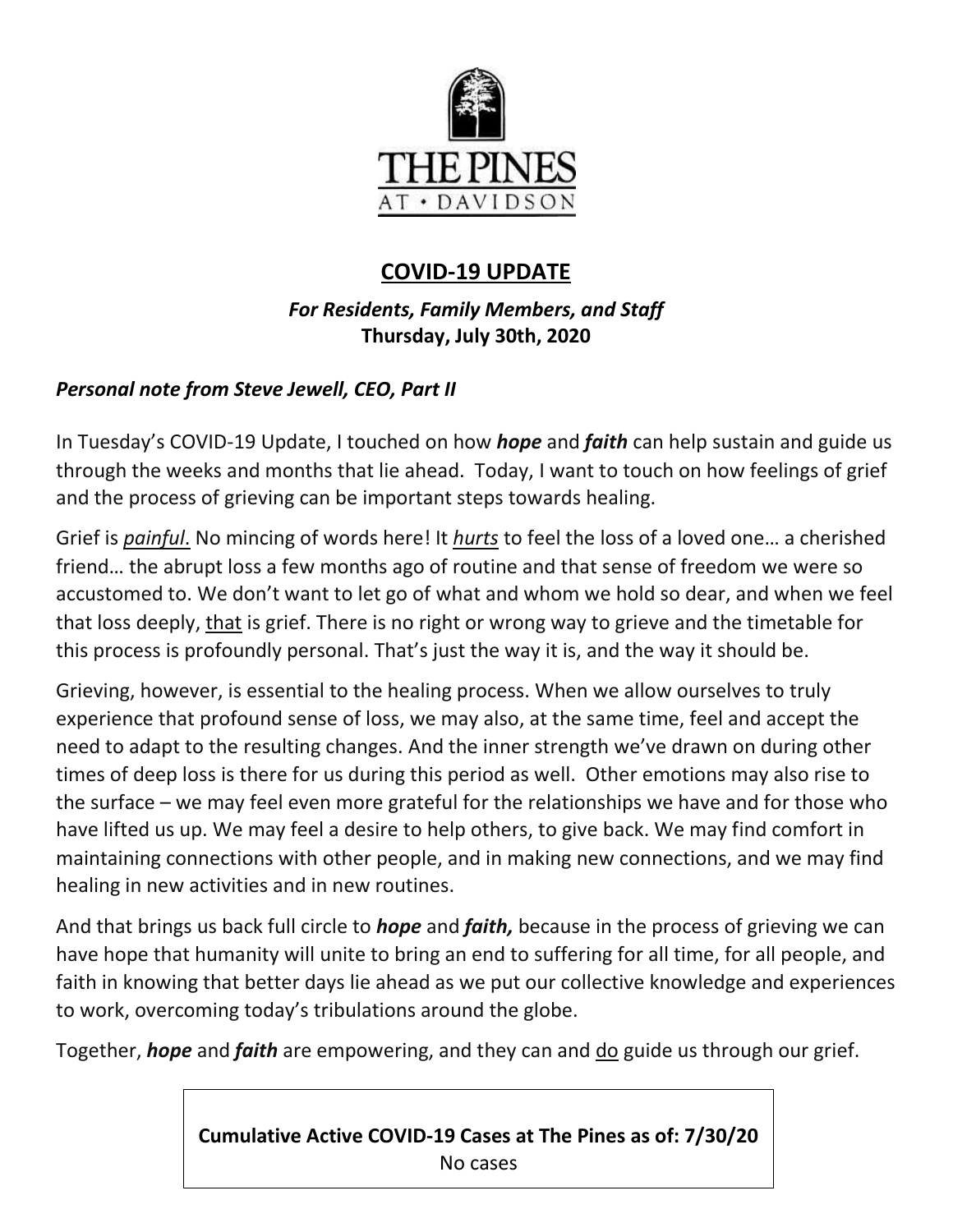THE PINES
AT • DAVIDSON

# COVID-19 UPDATE

***For Residents, Family Members, and Staff***
**Thursday, July 30th, 2020**

## *Personal note from Steve Jewell, CEO, Part II*

In Tuesday's COVID-19 Update, I touched on how ***hope*** and ***faith*** can help sustain and guide us through the weeks and months that lie ahead. Today, I want to touch on how feelings of grief and the process of grieving can be important steps towards healing.

Grief is *painful*. No mincing of words here! It *hurts* to feel the loss of a loved one… a cherished friend… the abrupt loss a few months ago of routine and that sense of freedom we were so accustomed to. We don't want to let go of what and whom we hold so dear, and when we feel that loss deeply, that is grief. There is no right or wrong way to grieve and the timetable for this process is profoundly personal. That's just the way it is, and the way it should be.

Grieving, however, is essential to the healing process. When we allow ourselves to truly experience that profound sense of loss, we may also, at the same time, feel and accept the need to adapt to the resulting changes. And the inner strength we've drawn on during other times of deep loss is there for us during this period as well. Other emotions may also rise to the surface – we may feel even more grateful for the relationships we have and for those who have lifted us up. We may feel a desire to help others, to give back. We may find comfort in maintaining connections with other people, and in making new connections, and we may find healing in new activities and in new routines.

And that brings us back full circle to ***hope*** and ***faith,*** because in the process of grieving we can have hope that humanity will unite to bring an end to suffering for all time, for all people, and faith in knowing that better days lie ahead as we put our collective knowledge and experiences to work, overcoming today's tribulations around the globe.

Together, ***hope*** and ***faith*** are empowering, and they can and do guide us through our grief.

**Cumulative Active COVID-19 Cases at The Pines as of: 7/30/20**
No cases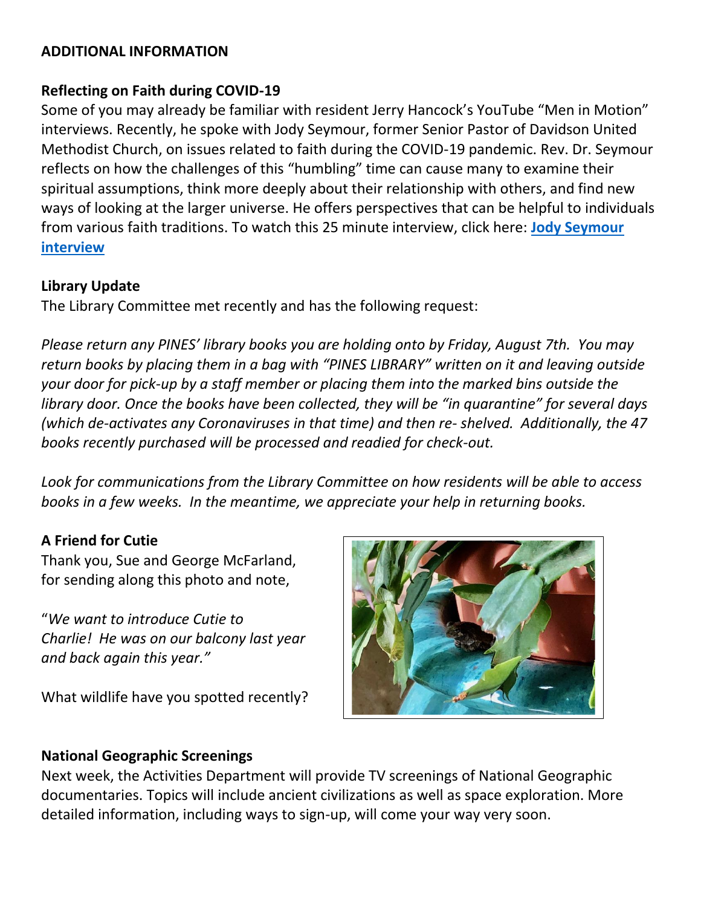**ADDITIONAL INFORMATION**

**Reflecting on Faith during COVID-19**

Some of you may already be familiar with resident Jerry Hancock's YouTube "Men in Motion" interviews. Recently, he spoke with Jody Seymour, former Senior Pastor of Davidson United Methodist Church, on issues related to faith during the COVID-19 pandemic. Rev. Dr. Seymour reflects on how the challenges of this "humbling" time can cause many to examine their spiritual assumptions, think more deeply about their relationship with others, and find new ways of looking at the larger universe. He offers perspectives that can be helpful to individuals from various faith traditions. To watch this 25 minute interview, click here: **Jody Seymour interview**

**Library Update**

The Library Committee met recently and has the following request:

*Please return any PINES' library books you are holding onto by Friday, August 7th. You may return books by placing them in a bag with "PINES LIBRARY" written on it and leaving outside your door for pick-up by a staff member or placing them into the marked bins outside the library door. Once the books have been collected, they will be "in quarantine" for several days (which de-activates any Coronaviruses in that time) and then re- shelved. Additionally, the 47 books recently purchased will be processed and readied for check-out.*

*Look for communications from the Library Committee on how residents will be able to access books in a few weeks. In the meantime, we appreciate your help in returning books.*

**A Friend for Cutie**

Thank you, Sue and George McFarland, for sending along this photo and note,

"*We want to introduce Cutie to Charlie! He was on our balcony last year and back again this year.*"

What wildlife have you spotted recently?

**National Geographic Screenings**

Next week, the Activities Department will provide TV screenings of National Geographic documentaries. Topics will include ancient civilizations as well as space exploration. More detailed information, including ways to sign-up, will come your way very soon.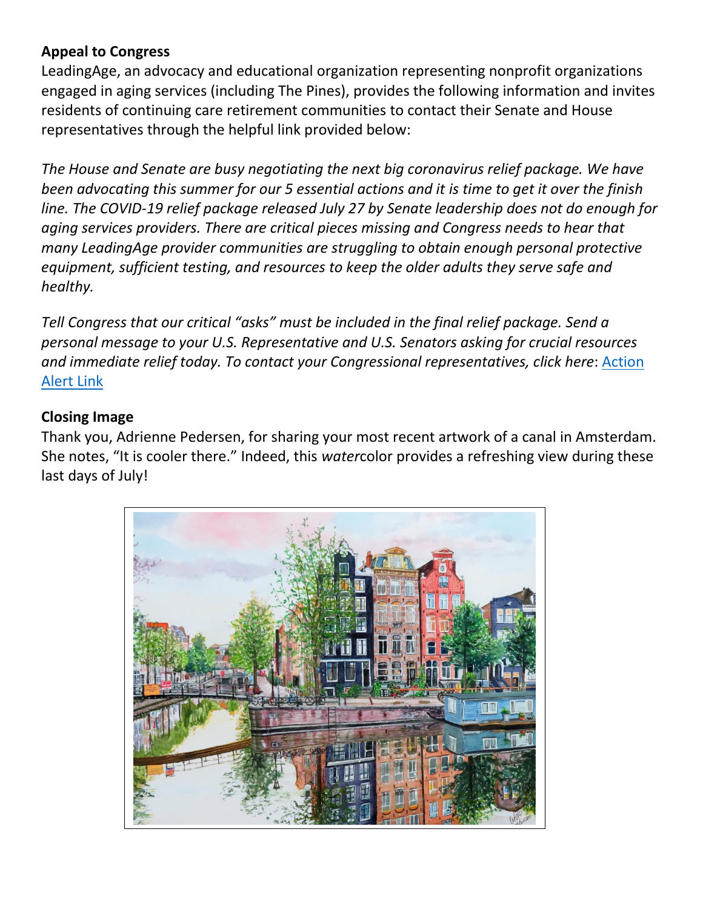**Appeal to Congress**

LeadingAge, an advocacy and educational organization representing nonprofit organizations engaged in aging services (including The Pines), provides the following information and invites residents of continuing care retirement communities to contact their Senate and House representatives through the helpful link provided below:

*The House and Senate are busy negotiating the next big coronavirus relief package. We have been advocating this summer for our 5 essential actions and it is time to get it over the finish line. The COVID-19 relief package released July 27 by Senate leadership does not do enough for aging services providers. There are critical pieces missing and Congress needs to hear that many LeadingAge provider communities are struggling to obtain enough personal protective equipment, sufficient testing, and resources to keep the older adults they serve safe and healthy.*

*Tell Congress that our critical "asks" must be included in the final relief package. Send a personal message to your U.S. Representative and U.S. Senators asking for crucial resources and immediate relief today. To contact your Congressional representatives, click here*: Action Alert Link

**Closing Image**

Thank you, Adrienne Pedersen, for sharing your most recent artwork of a canal in Amsterdam. She notes, "It is cooler there." Indeed, this *water*color provides a refreshing view during these last days of July!